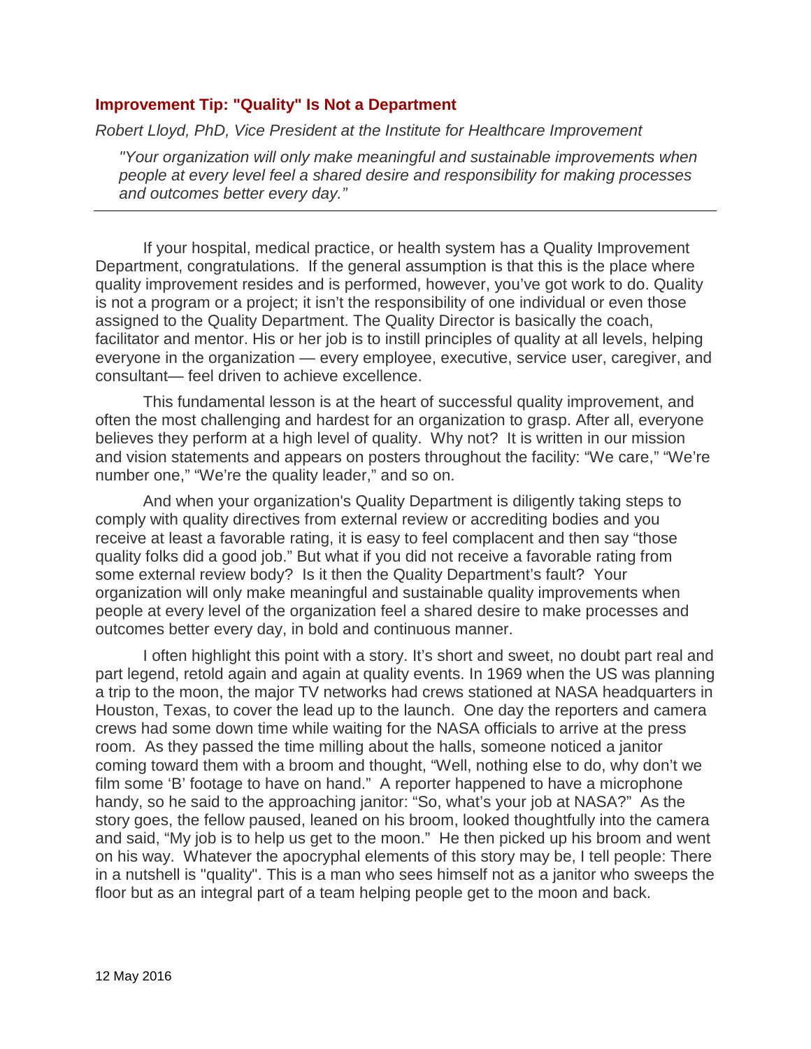## Improvement Tip: "Quality" Is Not a Department

*Robert Lloyd, PhD, Vice President at the Institute for Healthcare Improvement*

> *"Your organization will only make meaningful and sustainable improvements when people at every level feel a shared desire and responsibility for making processes and outcomes better every day."*

---

If your hospital, medical practice, or health system has a Quality Improvement Department, congratulations. If the general assumption is that this is the place where quality improvement resides and is performed, however, you've got work to do. Quality is not a program or a project; it isn't the responsibility of one individual or even those assigned to the Quality Department. The Quality Director is basically the coach, facilitator and mentor. His or her job is to instill principles of quality at all levels, helping everyone in the organization — every employee, executive, service user, caregiver, and consultant— feel driven to achieve excellence.

This fundamental lesson is at the heart of successful quality improvement, and often the most challenging and hardest for an organization to grasp. After all, everyone believes they perform at a high level of quality. Why not? It is written in our mission and vision statements and appears on posters throughout the facility: "We care," "We're number one," "We're the quality leader," and so on.

And when your organization's Quality Department is diligently taking steps to comply with quality directives from external review or accrediting bodies and you receive at least a favorable rating, it is easy to feel complacent and then say "those quality folks did a good job." But what if you did not receive a favorable rating from some external review body? Is it then the Quality Department's fault? Your organization will only make meaningful and sustainable quality improvements when people at every level of the organization feel a shared desire to make processes and outcomes better every day, in bold and continuous manner.

I often highlight this point with a story. It's short and sweet, no doubt part real and part legend, retold again and again at quality events. In 1969 when the US was planning a trip to the moon, the major TV networks had crews stationed at NASA headquarters in Houston, Texas, to cover the lead up to the launch. One day the reporters and camera crews had some down time while waiting for the NASA officials to arrive at the press room. As they passed the time milling about the halls, someone noticed a janitor coming toward them with a broom and thought, "Well, nothing else to do, why don't we film some 'B' footage to have on hand." A reporter happened to have a microphone handy, so he said to the approaching janitor: "So, what's your job at NASA?" As the story goes, the fellow paused, leaned on his broom, looked thoughtfully into the camera and said, "My job is to help us get to the moon." He then picked up his broom and went on his way. Whatever the apocryphal elements of this story may be, I tell people: There in a nutshell is "quality". This is a man who sees himself not as a janitor who sweeps the floor but as an integral part of a team helping people get to the moon and back.

12 May 2016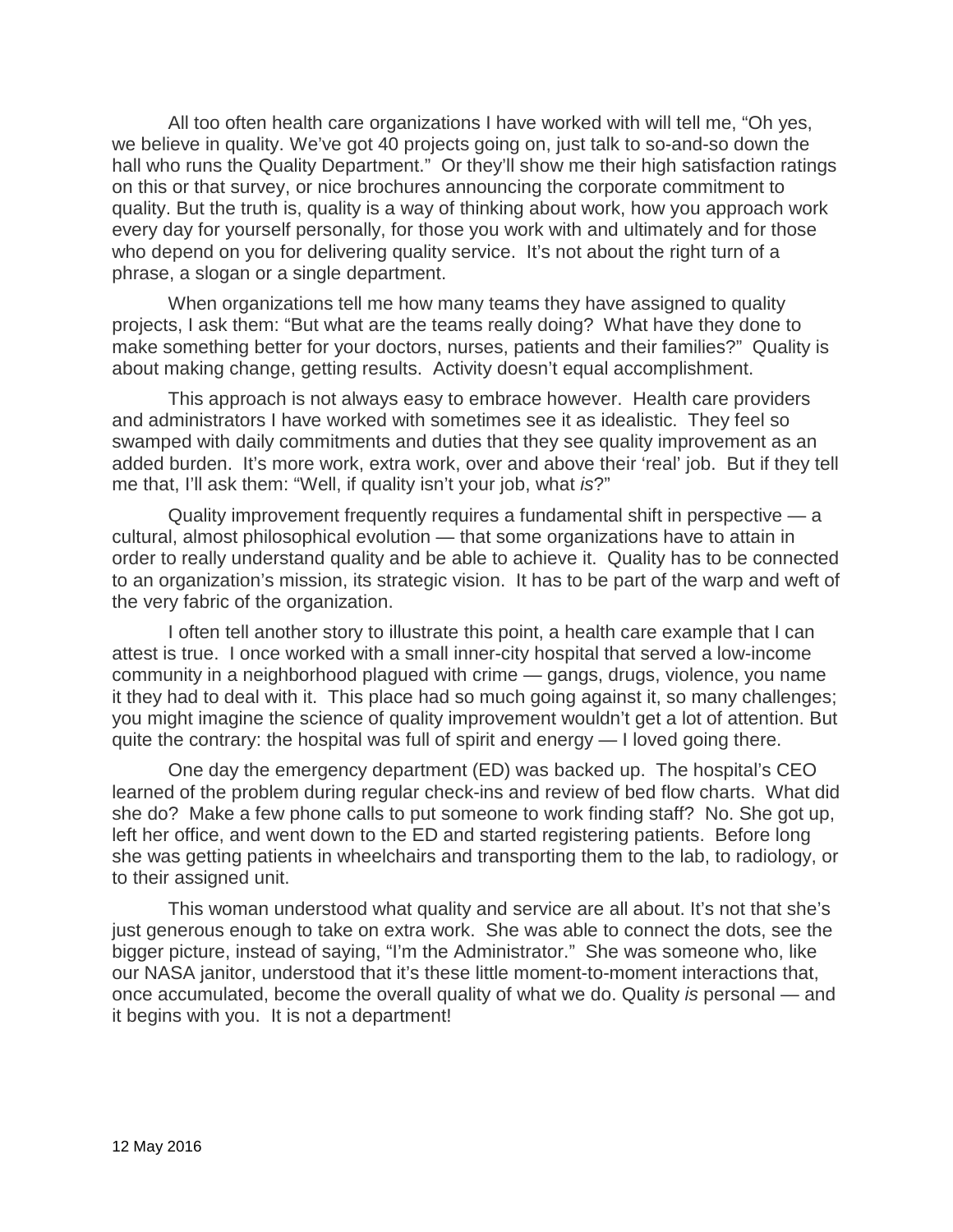All too often health care organizations I have worked with will tell me, "Oh yes, we believe in quality. We've got 40 projects going on, just talk to so-and-so down the hall who runs the Quality Department." Or they'll show me their high satisfaction ratings on this or that survey, or nice brochures announcing the corporate commitment to quality. But the truth is, quality is a way of thinking about work, how you approach work every day for yourself personally, for those you work with and ultimately and for those who depend on you for delivering quality service. It's not about the right turn of a phrase, a slogan or a single department.

When organizations tell me how many teams they have assigned to quality projects, I ask them: "But what are the teams really doing? What have they done to make something better for your doctors, nurses, patients and their families?" Quality is about making change, getting results. Activity doesn't equal accomplishment.

This approach is not always easy to embrace however. Health care providers and administrators I have worked with sometimes see it as idealistic. They feel so swamped with daily commitments and duties that they see quality improvement as an added burden. It's more work, extra work, over and above their 'real' job. But if they tell me that, I'll ask them: "Well, if quality isn't your job, what *is*?"

Quality improvement frequently requires a fundamental shift in perspective — a cultural, almost philosophical evolution — that some organizations have to attain in order to really understand quality and be able to achieve it. Quality has to be connected to an organization's mission, its strategic vision. It has to be part of the warp and weft of the very fabric of the organization.

I often tell another story to illustrate this point, a health care example that I can attest is true. I once worked with a small inner-city hospital that served a low-income community in a neighborhood plagued with crime — gangs, drugs, violence, you name it they had to deal with it. This place had so much going against it, so many challenges; you might imagine the science of quality improvement wouldn't get a lot of attention. But quite the contrary: the hospital was full of spirit and energy — I loved going there.

One day the emergency department (ED) was backed up. The hospital's CEO learned of the problem during regular check-ins and review of bed flow charts. What did she do? Make a few phone calls to put someone to work finding staff? No. She got up, left her office, and went down to the ED and started registering patients. Before long she was getting patients in wheelchairs and transporting them to the lab, to radiology, or to their assigned unit.

This woman understood what quality and service are all about. It's not that she's just generous enough to take on extra work. She was able to connect the dots, see the bigger picture, instead of saying, "I'm the Administrator." She was someone who, like our NASA janitor, understood that it's these little moment-to-moment interactions that, once accumulated, become the overall quality of what we do. Quality *is* personal — and it begins with you. It is not a department!

12 May 2016